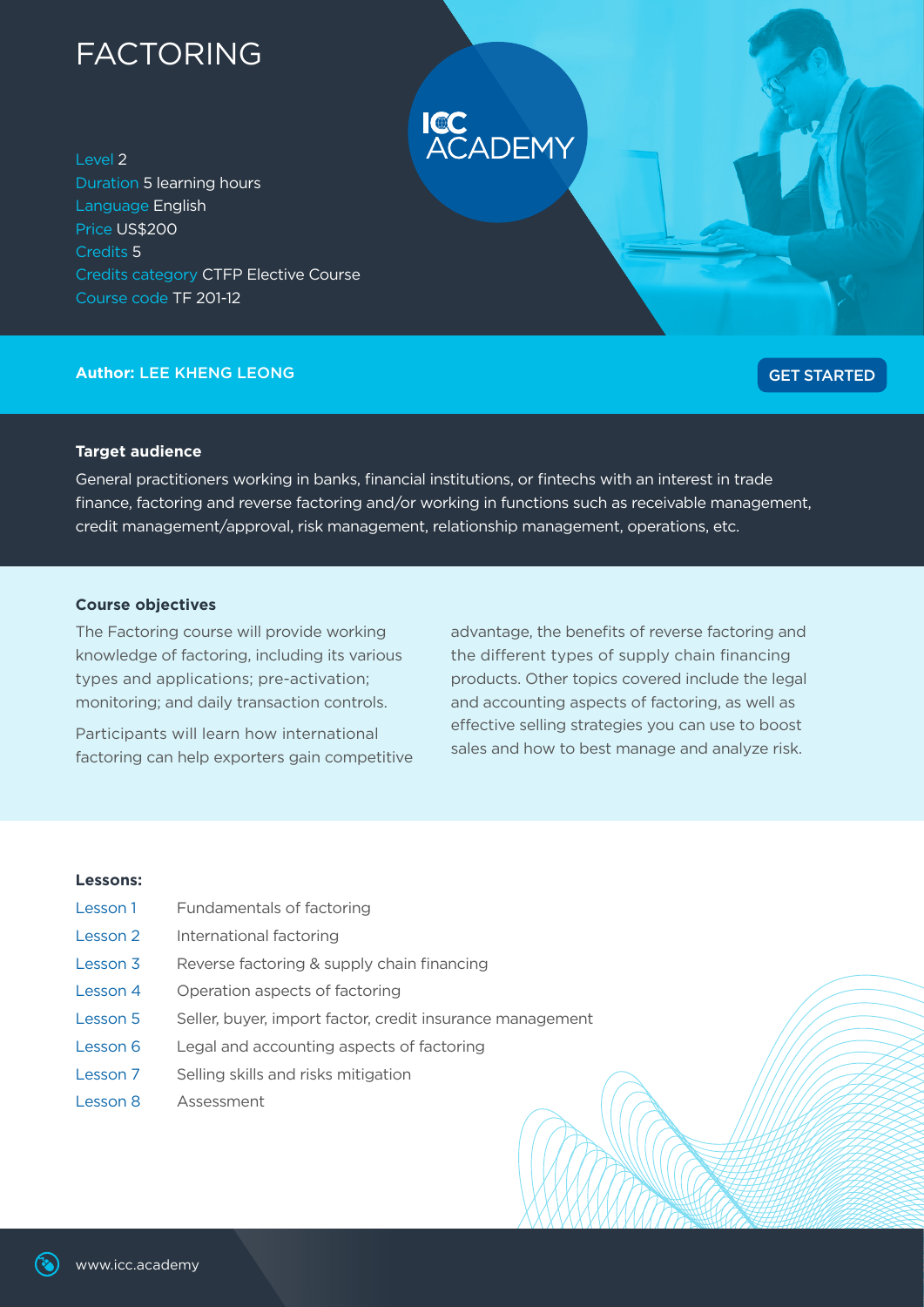# FACTORING

ICC ACADEMY

Level 2
Duration 5 learning hours
Language English
Price US$200
Credits 5
Credits category CTFP Elective Course
Course code TF 201-12

**Author:** LEE KHENG LEONG

GET STARTED

### Target audience

General practitioners working in banks, financial institutions, or fintechs with an interest in trade finance, factoring and reverse factoring and/or working in functions such as receivable management, credit management/approval, risk management, relationship management, operations, etc.

### Course objectives

The Factoring course will provide working knowledge of factoring, including its various types and applications; pre-activation; monitoring; and daily transaction controls.

Participants will learn how international factoring can help exporters gain competitive advantage, the benefits of reverse factoring and the different types of supply chain financing products. Other topics covered include the legal and accounting aspects of factoring, as well as effective selling strategies you can use to boost sales and how to best manage and analyze risk.

### Lessons:

| | |
|---|---|
| Lesson 1 | Fundamentals of factoring |
| Lesson 2 | International factoring |
| Lesson 3 | Reverse factoring & supply chain financing |
| Lesson 4 | Operation aspects of factoring |
| Lesson 5 | Seller, buyer, import factor, credit insurance management |
| Lesson 6 | Legal and accounting aspects of factoring |
| Lesson 7 | Selling skills and risks mitigation |
| Lesson 8 | Assessment |

www.icc.academy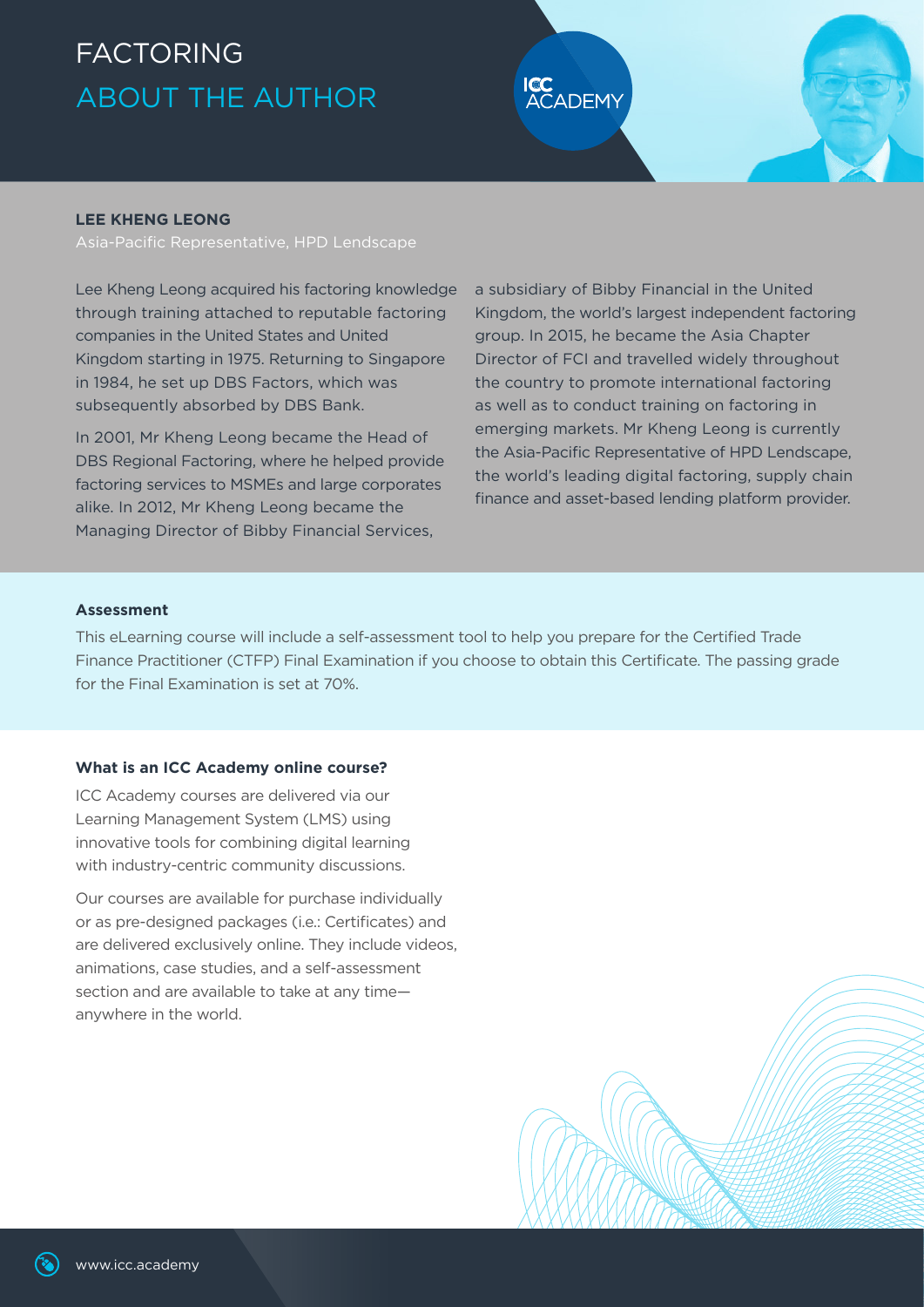# FACTORING

## ABOUT THE AUTHOR

**LEE KHENG LEONG**

Asia-Pacific Representative, HPD Lendscape

Lee Kheng Leong acquired his factoring knowledge through training attached to reputable factoring companies in the United States and United Kingdom starting in 1975. Returning to Singapore in 1984, he set up DBS Factors, which was subsequently absorbed by DBS Bank.

In 2001, Mr Kheng Leong became the Head of DBS Regional Factoring, where he helped provide factoring services to MSMEs and large corporates alike. In 2012, Mr Kheng Leong became the Managing Director of Bibby Financial Services, a subsidiary of Bibby Financial in the United Kingdom, the world's largest independent factoring group. In 2015, he became the Asia Chapter Director of FCI and travelled widely throughout the country to promote international factoring as well as to conduct training on factoring in emerging markets. Mr Kheng Leong is currently the Asia-Pacific Representative of HPD Lendscape, the world's leading digital factoring, supply chain finance and asset-based lending platform provider.

**Assessment**

This eLearning course will include a self-assessment tool to help you prepare for the Certified Trade Finance Practitioner (CTFP) Final Examination if you choose to obtain this Certificate. The passing grade for the Final Examination is set at 70%.

**What is an ICC Academy online course?**

ICC Academy courses are delivered via our Learning Management System (LMS) using innovative tools for combining digital learning with industry-centric community discussions.

Our courses are available for purchase individually or as pre-designed packages (i.e.: Certificates) and are delivered exclusively online. They include videos, animations, case studies, and a self-assessment section and are available to take at any time—anywhere in the world.

www.icc.academy